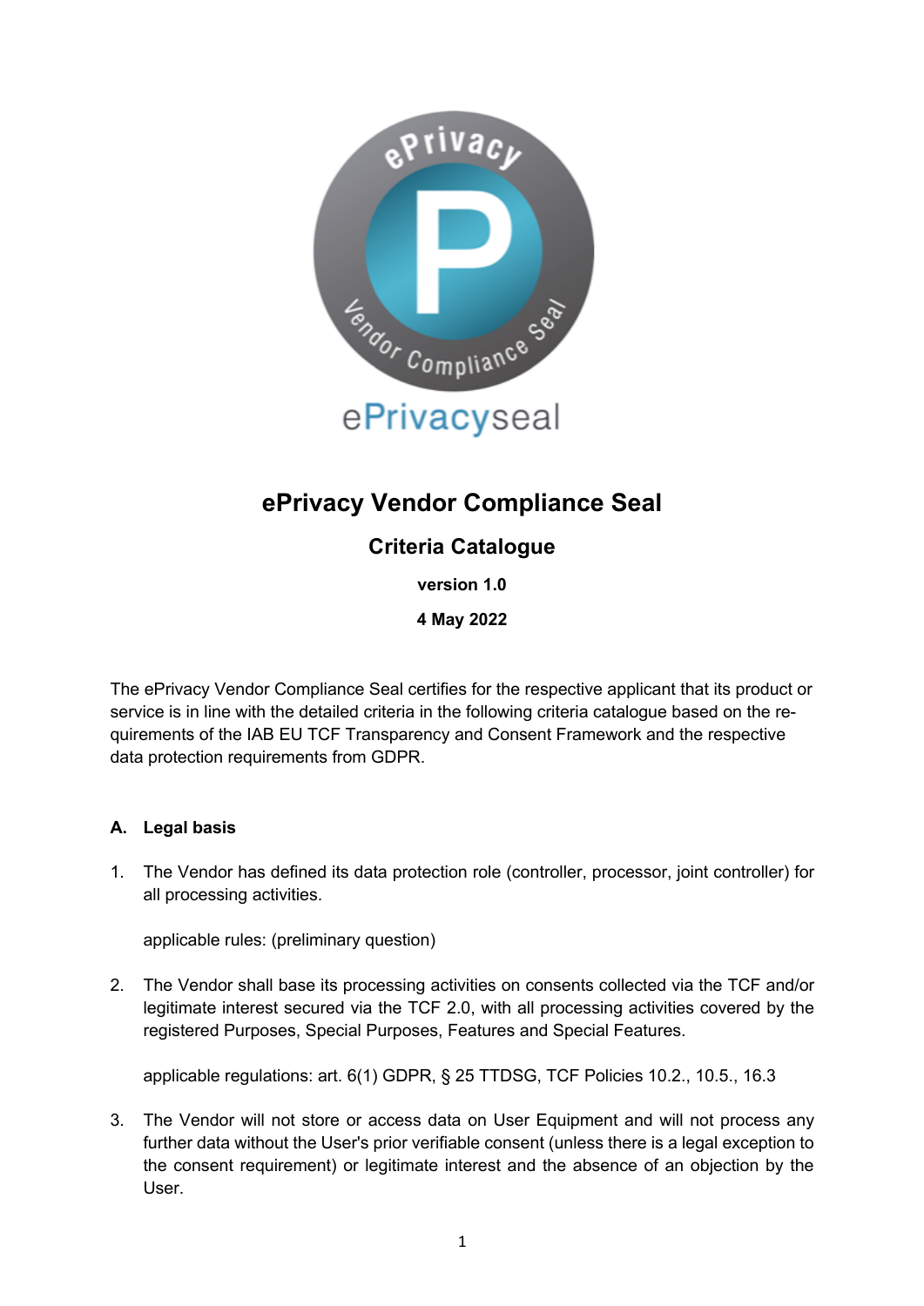# ePrivacy Vendor Compliance Seal

## Criteria Catalogue

**version 1.0**

**4 May 2022**

The ePrivacy Vendor Compliance Seal certifies for the respective applicant that its product or service is in line with the detailed criteria in the following criteria catalogue based on the requirements of the IAB EU TCF Transparency and Consent Framework and the respective data protection requirements from GDPR.

### A. Legal basis

1. The Vendor has defined its data protection role (controller, processor, joint controller) for all processing activities.

   applicable rules: (preliminary question)

2. The Vendor shall base its processing activities on consents collected via the TCF and/or legitimate interest secured via the TCF 2.0, with all processing activities covered by the registered Purposes, Special Purposes, Features and Special Features.

   applicable regulations: art. 6(1) GDPR, § 25 TTDSG, TCF Policies 10.2., 10.5., 16.3

3. The Vendor will not store or access data on User Equipment and will not process any further data without the User's prior verifiable consent (unless there is a legal exception to the consent requirement) or legitimate interest and the absence of an objection by the User.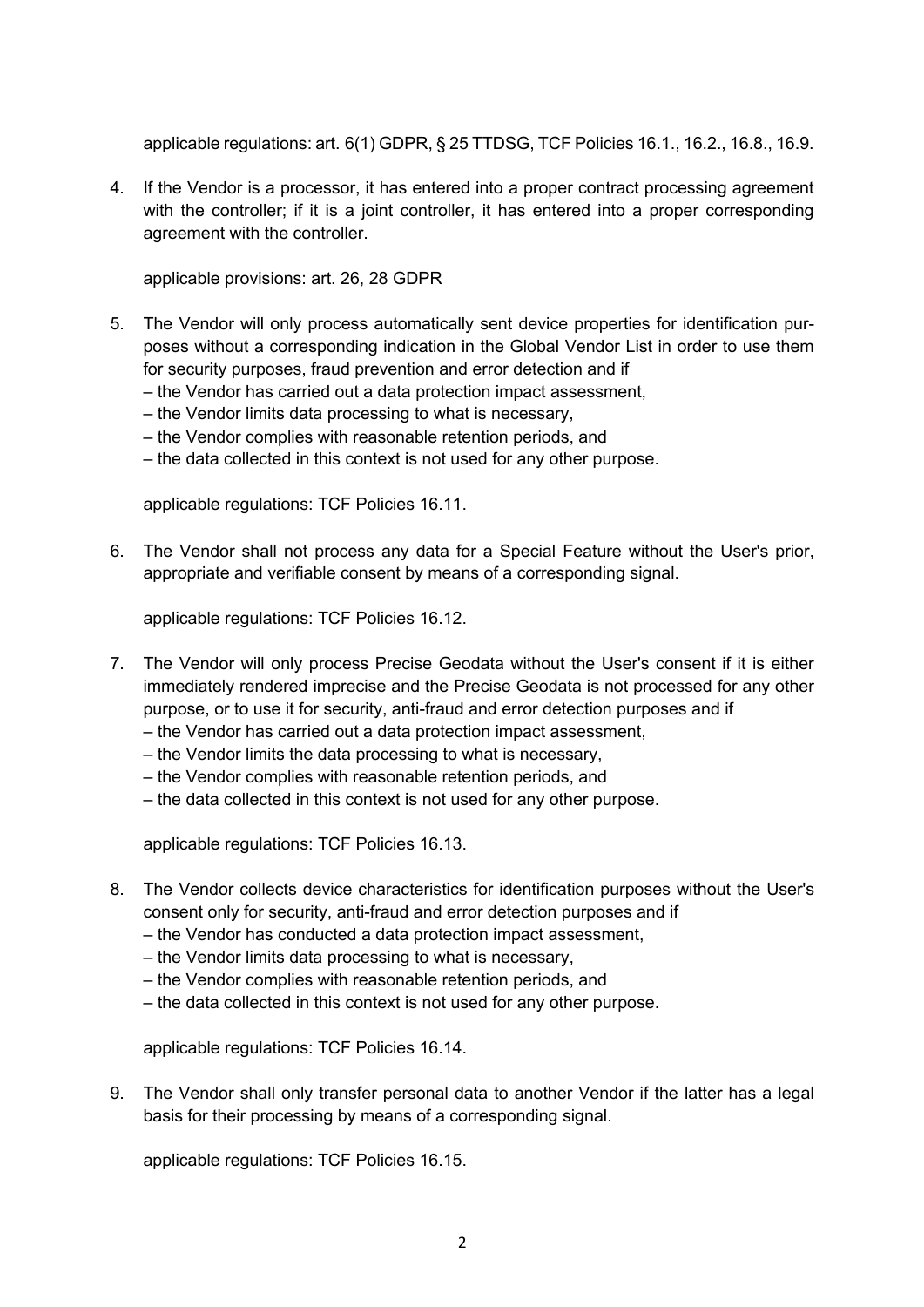applicable regulations: art. 6(1) GDPR, § 25 TTDSG, TCF Policies 16.1., 16.2., 16.8., 16.9.

4. If the Vendor is a processor, it has entered into a proper contract processing agreement with the controller; if it is a joint controller, it has entered into a proper corresponding agreement with the controller.

   applicable provisions: art. 26, 28 GDPR

5. The Vendor will only process automatically sent device properties for identification purposes without a corresponding indication in the Global Vendor List in order to use them for security purposes, fraud prevention and error detection and if
   – the Vendor has carried out a data protection impact assessment,
   – the Vendor limits data processing to what is necessary,
   – the Vendor complies with reasonable retention periods, and
   – the data collected in this context is not used for any other purpose.

   applicable regulations: TCF Policies 16.11.

6. The Vendor shall not process any data for a Special Feature without the User's prior, appropriate and verifiable consent by means of a corresponding signal.

   applicable regulations: TCF Policies 16.12.

7. The Vendor will only process Precise Geodata without the User's consent if it is either immediately rendered imprecise and the Precise Geodata is not processed for any other purpose, or to use it for security, anti-fraud and error detection purposes and if
   – the Vendor has carried out a data protection impact assessment,
   – the Vendor limits the data processing to what is necessary,
   – the Vendor complies with reasonable retention periods, and
   – the data collected in this context is not used for any other purpose.

   applicable regulations: TCF Policies 16.13.

8. The Vendor collects device characteristics for identification purposes without the User's consent only for security, anti-fraud and error detection purposes and if
   – the Vendor has conducted a data protection impact assessment,
   – the Vendor limits data processing to what is necessary,
   – the Vendor complies with reasonable retention periods, and
   – the data collected in this context is not used for any other purpose.

   applicable regulations: TCF Policies 16.14.

9. The Vendor shall only transfer personal data to another Vendor if the latter has a legal basis for their processing by means of a corresponding signal.

   applicable regulations: TCF Policies 16.15.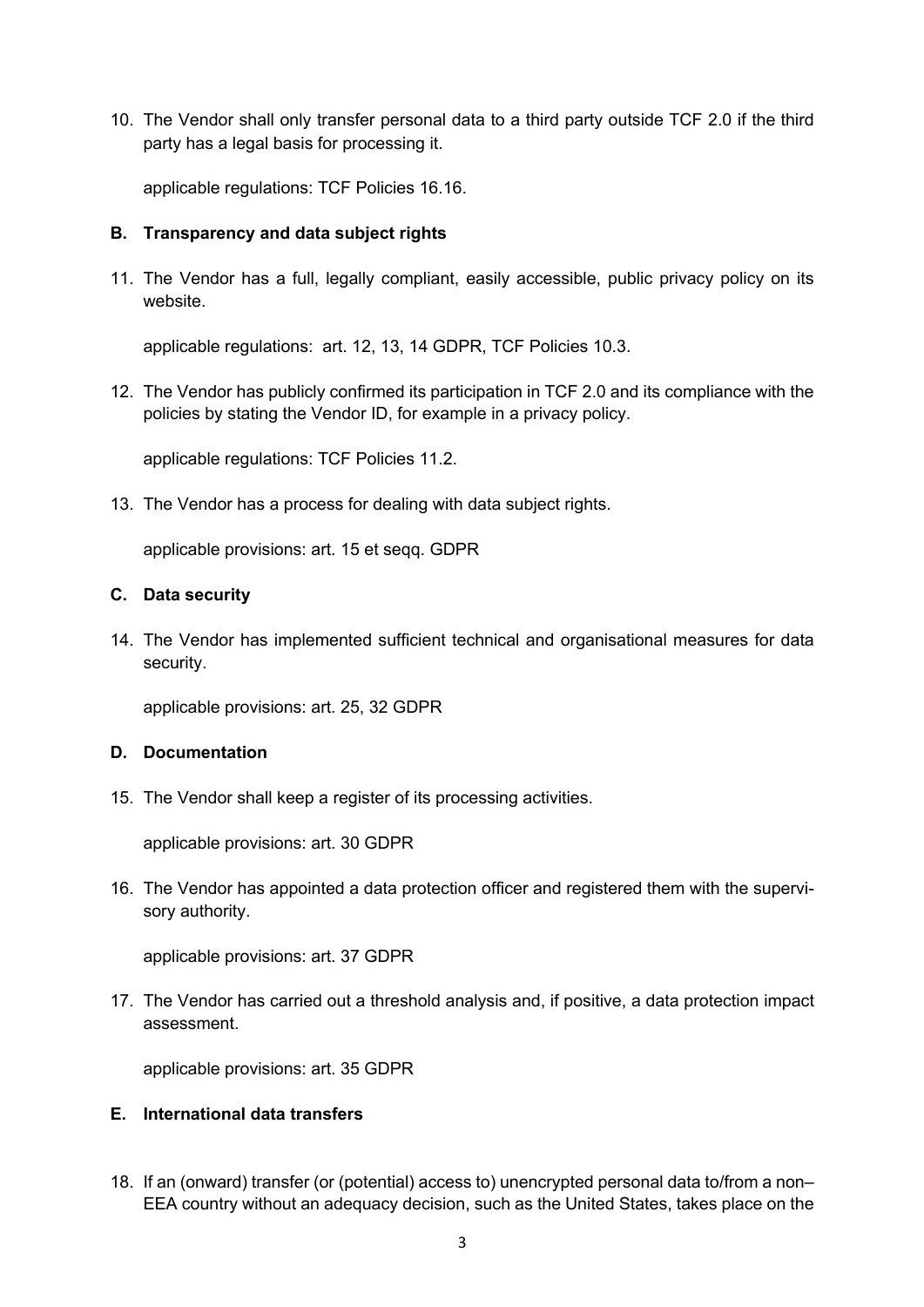10. The Vendor shall only transfer personal data to a third party outside TCF 2.0 if the third party has a legal basis for processing it.

    applicable regulations: TCF Policies 16.16.

### B. Transparency and data subject rights

11. The Vendor has a full, legally compliant, easily accessible, public privacy policy on its website.

    applicable regulations: art. 12, 13, 14 GDPR, TCF Policies 10.3.

12. The Vendor has publicly confirmed its participation in TCF 2.0 and its compliance with the policies by stating the Vendor ID, for example in a privacy policy.

    applicable regulations: TCF Policies 11.2.

13. The Vendor has a process for dealing with data subject rights.

    applicable provisions: art. 15 et seqq. GDPR

### C. Data security

14. The Vendor has implemented sufficient technical and organisational measures for data security.

    applicable provisions: art. 25, 32 GDPR

### D. Documentation

15. The Vendor shall keep a register of its processing activities.

    applicable provisions: art. 30 GDPR

16. The Vendor has appointed a data protection officer and registered them with the supervisory authority.

    applicable provisions: art. 37 GDPR

17. The Vendor has carried out a threshold analysis and, if positive, a data protection impact assessment.

    applicable provisions: art. 35 GDPR

### E. International data transfers

18. If an (onward) transfer (or (potential) access to) unencrypted personal data to/from a non–EEA country without an adequacy decision, such as the United States, takes place on the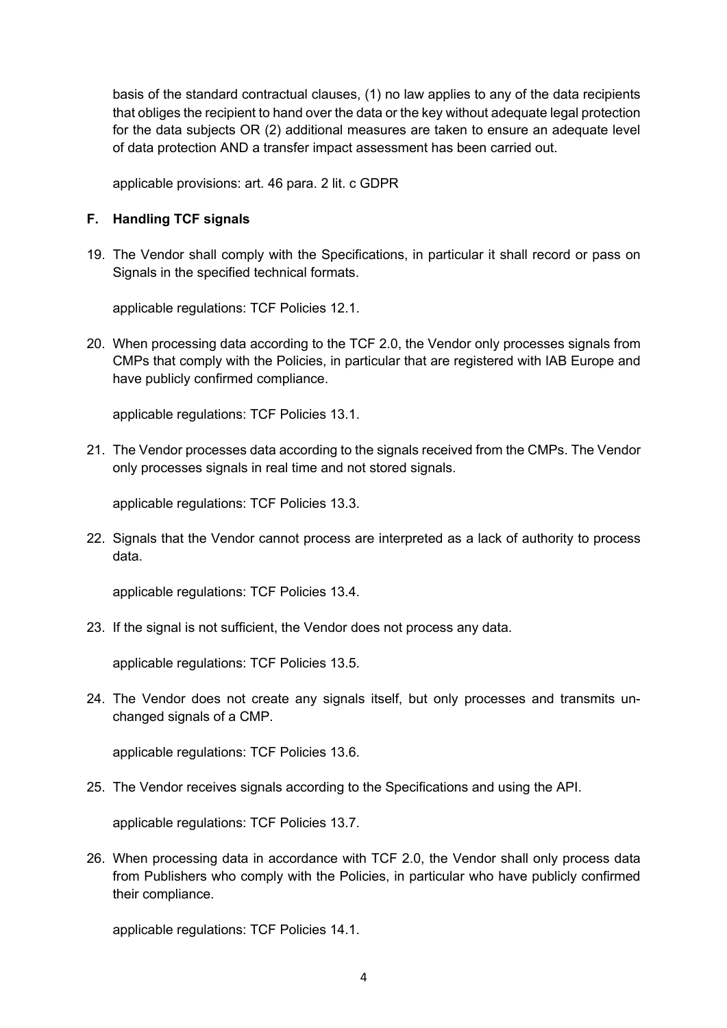basis of the standard contractual clauses, (1) no law applies to any of the data recipients that obliges the recipient to hand over the data or the key without adequate legal protection for the data subjects OR (2) additional measures are taken to ensure an adequate level of data protection AND a transfer impact assessment has been carried out.

applicable provisions: art. 46 para. 2 lit. c GDPR

### F. Handling TCF signals

19. The Vendor shall comply with the Specifications, in particular it shall record or pass on Signals in the specified technical formats.

    applicable regulations: TCF Policies 12.1.

20. When processing data according to the TCF 2.0, the Vendor only processes signals from CMPs that comply with the Policies, in particular that are registered with IAB Europe and have publicly confirmed compliance.

    applicable regulations: TCF Policies 13.1.

21. The Vendor processes data according to the signals received from the CMPs. The Vendor only processes signals in real time and not stored signals.

    applicable regulations: TCF Policies 13.3.

22. Signals that the Vendor cannot process are interpreted as a lack of authority to process data.

    applicable regulations: TCF Policies 13.4.

23. If the signal is not sufficient, the Vendor does not process any data.

    applicable regulations: TCF Policies 13.5.

24. The Vendor does not create any signals itself, but only processes and transmits unchanged signals of a CMP.

    applicable regulations: TCF Policies 13.6.

25. The Vendor receives signals according to the Specifications and using the API.

    applicable regulations: TCF Policies 13.7.

26. When processing data in accordance with TCF 2.0, the Vendor shall only process data from Publishers who comply with the Policies, in particular who have publicly confirmed their compliance.

    applicable regulations: TCF Policies 14.1.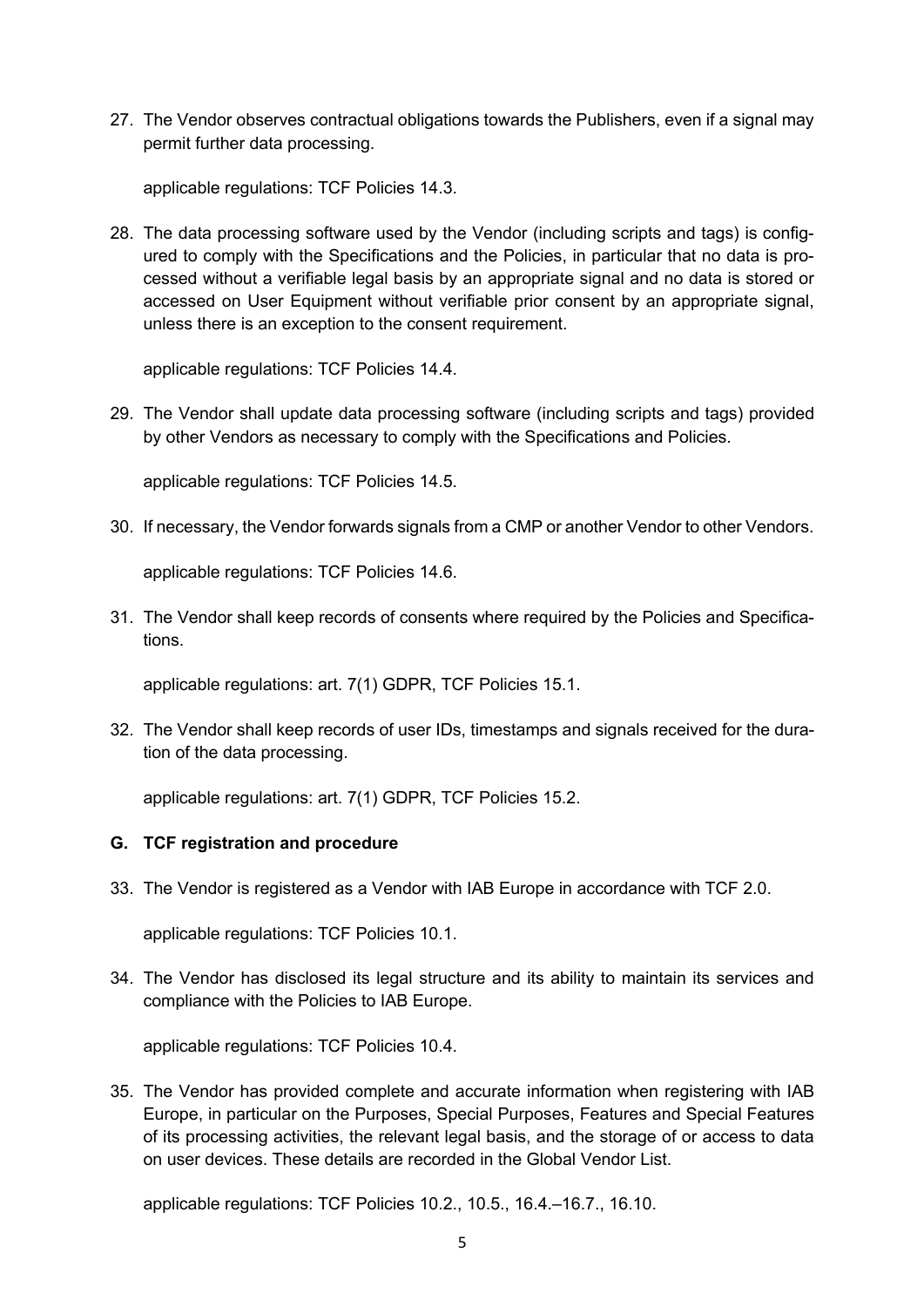27. The Vendor observes contractual obligations towards the Publishers, even if a signal may permit further data processing.

    applicable regulations: TCF Policies 14.3.

28. The data processing software used by the Vendor (including scripts and tags) is configured to comply with the Specifications and the Policies, in particular that no data is processed without a verifiable legal basis by an appropriate signal and no data is stored or accessed on User Equipment without verifiable prior consent by an appropriate signal, unless there is an exception to the consent requirement.

    applicable regulations: TCF Policies 14.4.

29. The Vendor shall update data processing software (including scripts and tags) provided by other Vendors as necessary to comply with the Specifications and Policies.

    applicable regulations: TCF Policies 14.5.

30. If necessary, the Vendor forwards signals from a CMP or another Vendor to other Vendors.

    applicable regulations: TCF Policies 14.6.

31. The Vendor shall keep records of consents where required by the Policies and Specifications.

    applicable regulations: art. 7(1) GDPR, TCF Policies 15.1.

32. The Vendor shall keep records of user IDs, timestamps and signals received for the duration of the data processing.

    applicable regulations: art. 7(1) GDPR, TCF Policies 15.2.

## G. TCF registration and procedure

33. The Vendor is registered as a Vendor with IAB Europe in accordance with TCF 2.0.

    applicable regulations: TCF Policies 10.1.

34. The Vendor has disclosed its legal structure and its ability to maintain its services and compliance with the Policies to IAB Europe.

    applicable regulations: TCF Policies 10.4.

35. The Vendor has provided complete and accurate information when registering with IAB Europe, in particular on the Purposes, Special Purposes, Features and Special Features of its processing activities, the relevant legal basis, and the storage of or access to data on user devices. These details are recorded in the Global Vendor List.

    applicable regulations: TCF Policies 10.2., 10.5., 16.4.–16.7., 16.10.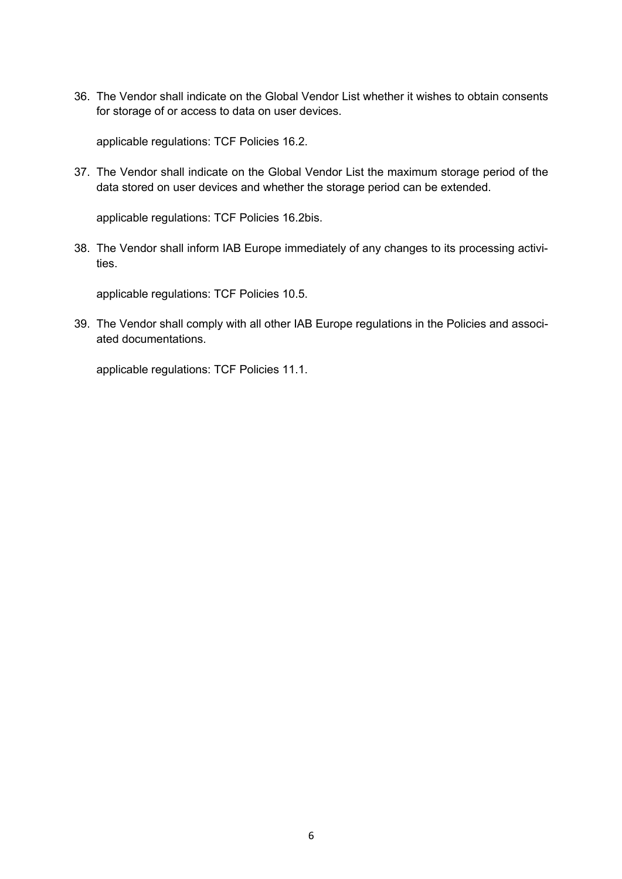36. The Vendor shall indicate on the Global Vendor List whether it wishes to obtain consents for storage of or access to data on user devices.

    applicable regulations: TCF Policies 16.2.

37. The Vendor shall indicate on the Global Vendor List the maximum storage period of the data stored on user devices and whether the storage period can be extended.

    applicable regulations: TCF Policies 16.2bis.

38. The Vendor shall inform IAB Europe immediately of any changes to its processing activities.

    applicable regulations: TCF Policies 10.5.

39. The Vendor shall comply with all other IAB Europe regulations in the Policies and associated documentations.

    applicable regulations: TCF Policies 11.1.